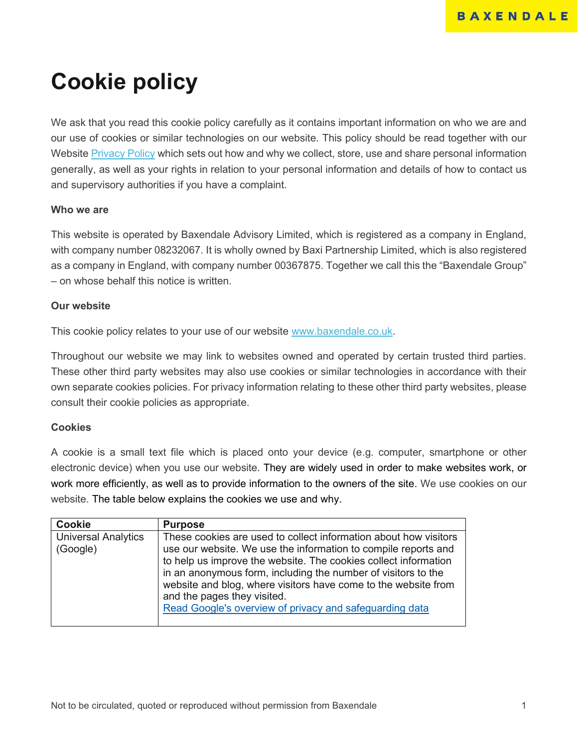# Cookie policy

We ask that you read this cookie policy carefully as it contains important information on who we are and our use of cookies or similar technologies on our website. This policy should be read together with our Website Privacy Policy which sets out how and why we collect, store, use and share personal information generally, as well as your rights in relation to your personal information and details of how to contact us and supervisory authorities if you have a complaint.

**Who we are**

This website is operated by Baxendale Advisory Limited, which is registered as a company in England, with company number 08232067. It is wholly owned by Baxi Partnership Limited, which is also registered as a company in England, with company number 00367875. Together we call this the "Baxendale Group" – on whose behalf this notice is written.

**Our website**

This cookie policy relates to your use of our website www.baxendale.co.uk.

Throughout our website we may link to websites owned and operated by certain trusted third parties. These other third party websites may also use cookies or similar technologies in accordance with their own separate cookies policies. For privacy information relating to these other third party websites, please consult their cookie policies as appropriate.

**Cookies**

A cookie is a small text file which is placed onto your device (e.g. computer, smartphone or other electronic device) when you use our website. They are widely used in order to make websites work, or work more efficiently, as well as to provide information to the owners of the site. We use cookies on our website. The table below explains the cookies we use and why.

| Cookie | Purpose |
|---|---|
| Universal Analytics (Google) | These cookies are used to collect information about how visitors use our website. We use the information to compile reports and to help us improve the website. The cookies collect information in an anonymous form, including the number of visitors to the website and blog, where visitors have come to the website from and the pages they visited. Read Google's overview of privacy and safeguarding data |

Not to be circulated, quoted or reproduced without permission from Baxendale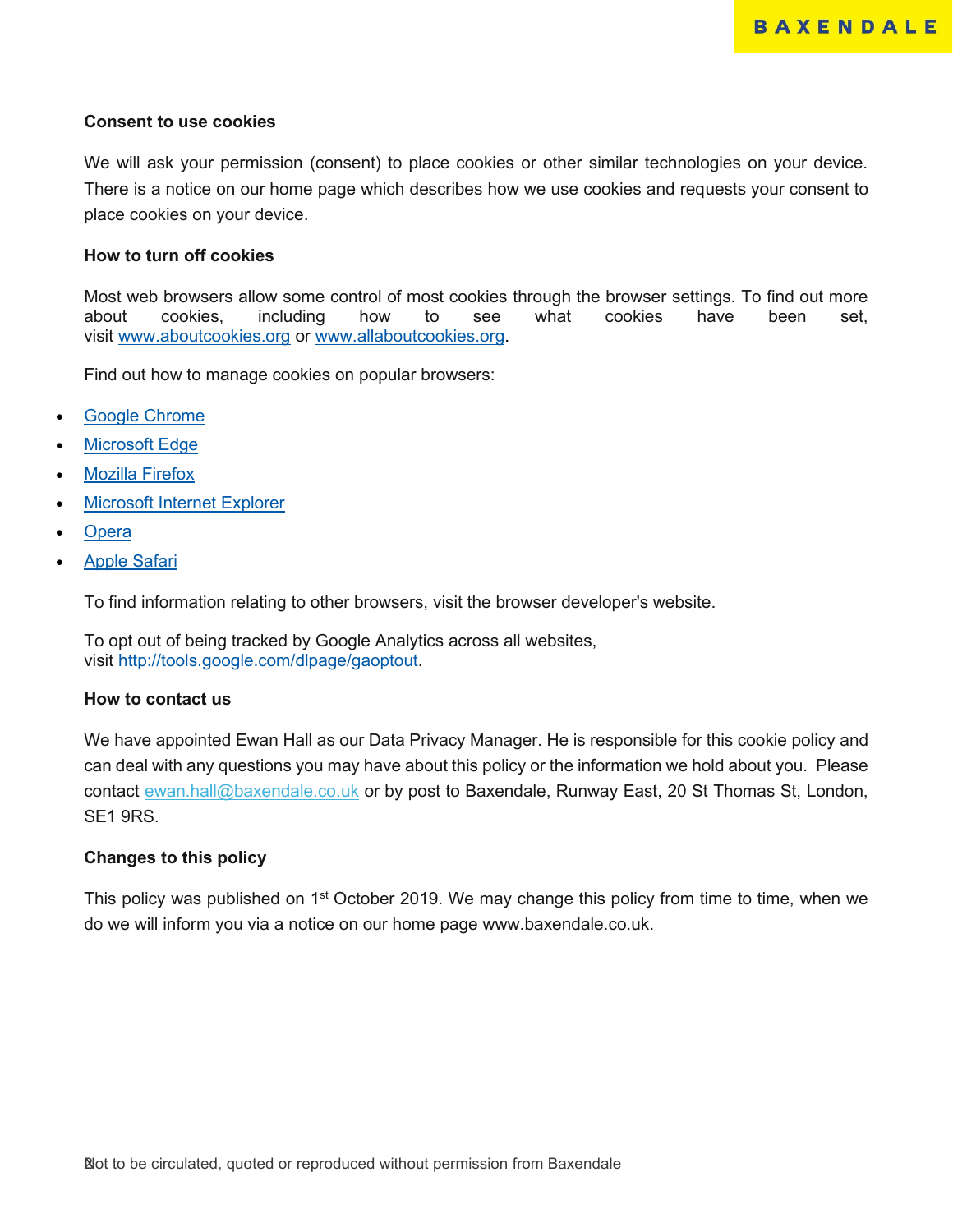**Consent to use cookies**

We will ask your permission (consent) to place cookies or other similar technologies on your device. There is a notice on our home page which describes how we use cookies and requests your consent to place cookies on your device.

**How to turn off cookies**

Most web browsers allow some control of most cookies through the browser settings. To find out more about cookies, including how to see what cookies have been set, visit www.aboutcookies.org or www.allaboutcookies.org.

Find out how to manage cookies on popular browsers:

- Google Chrome
- Microsoft Edge
- Mozilla Firefox
- Microsoft Internet Explorer
- Opera
- Apple Safari

To find information relating to other browsers, visit the browser developer's website.

To opt out of being tracked by Google Analytics across all websites, visit http://tools.google.com/dlpage/gaoptout.

**How to contact us**

We have appointed Ewan Hall as our Data Privacy Manager. He is responsible for this cookie policy and can deal with any questions you may have about this policy or the information we hold about you. Please contact ewan.hall@baxendale.co.uk or by post to Baxendale, Runway East, 20 St Thomas St, London, SE1 9RS.

**Changes to this policy**

This policy was published on 1st October 2019. We may change this policy from time to time, when we do we will inform you via a notice on our home page www.baxendale.co.uk.